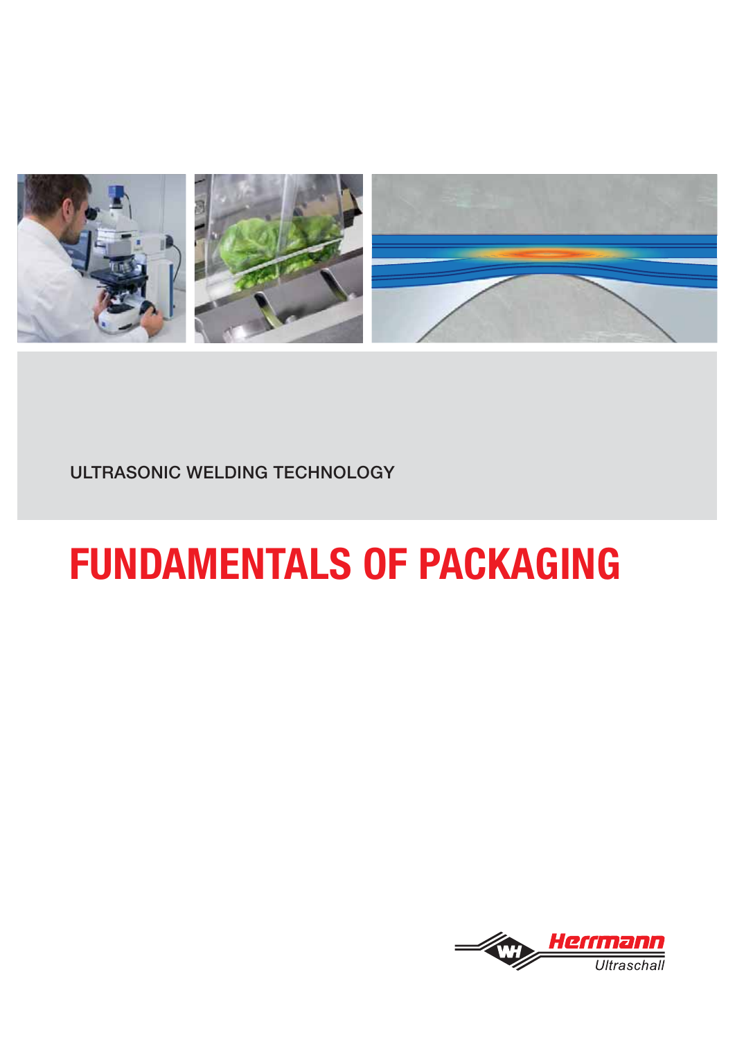ULTRASONIC WELDING TECHNOLOGY

# FUNDAMENTALS OF PACKAGING

Herrmann
Ultraschall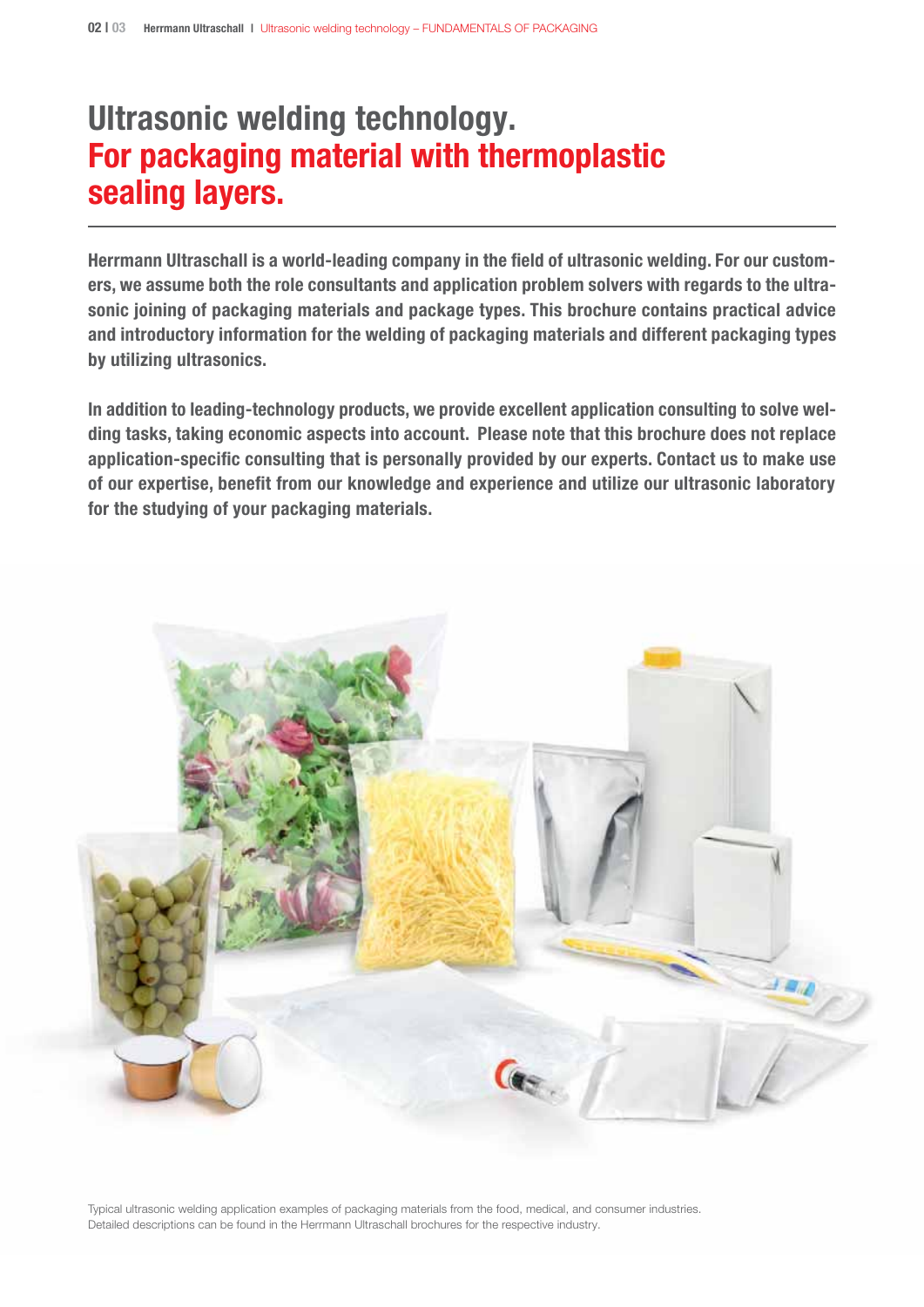# Ultrasonic welding technology. For packaging material with thermoplastic sealing layers.

**Herrmann Ultraschall is a world-leading company in the field of ultrasonic welding. For our customers, we assume both the role consultants and application problem solvers with regards to the ultrasonic joining of packaging materials and package types. This brochure contains practical advice and introductory information for the welding of packaging materials and different packaging types by utilizing ultrasonics.**

**In addition to leading-technology products, we provide excellent application consulting to solve welding tasks, taking economic aspects into account. Please note that this brochure does not replace application-specific consulting that is personally provided by our experts. Contact us to make use of our expertise, benefit from our knowledge and experience and utilize our ultrasonic laboratory for the studying of your packaging materials.**

Typical ultrasonic welding application examples of packaging materials from the food, medical, and consumer industries. Detailed descriptions can be found in the Herrmann Ultraschall brochures for the respective industry.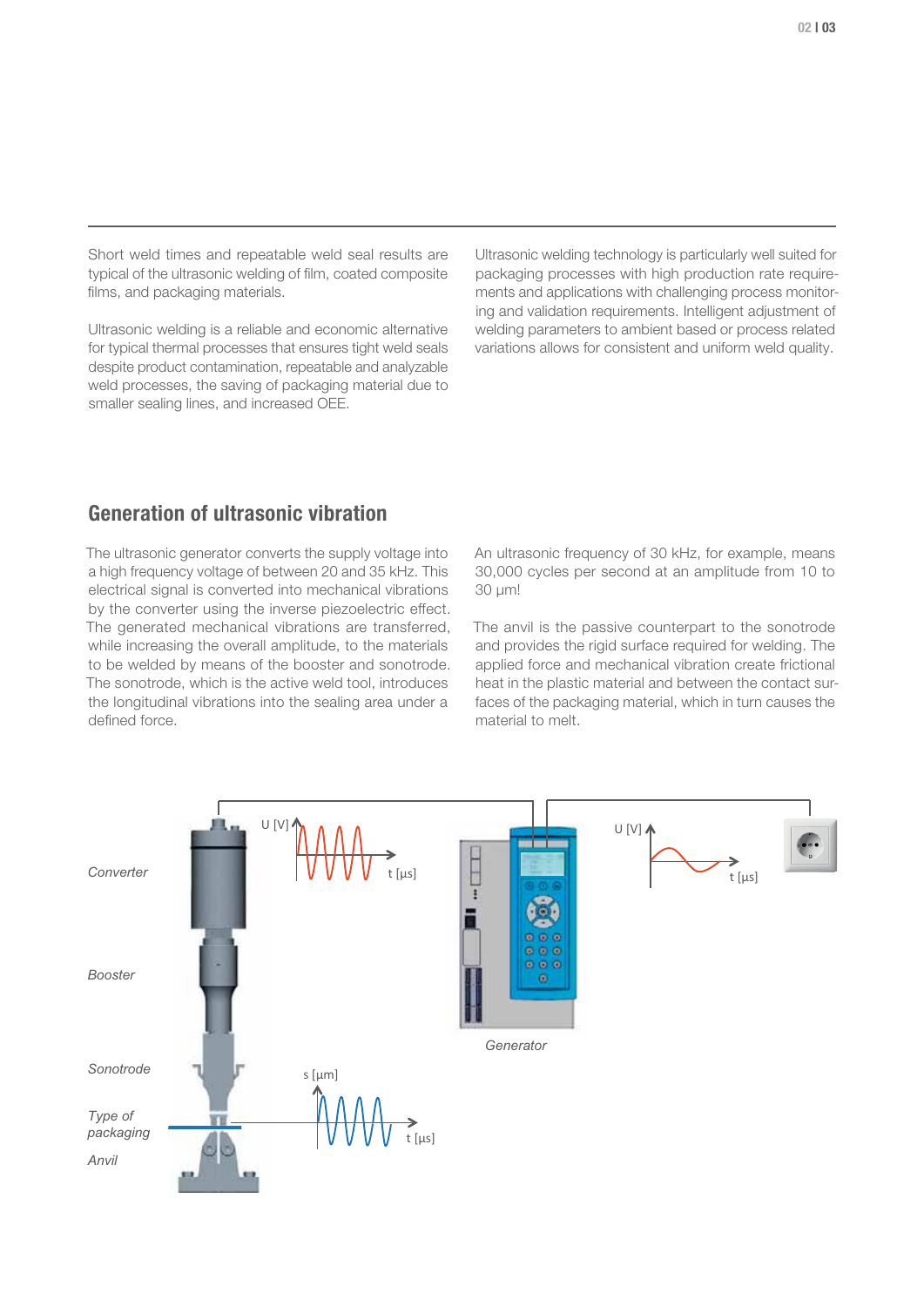Short weld times and repeatable weld seal results are typical of the ultrasonic welding of film, coated composite films, and packaging materials.

Ultrasonic welding is a reliable and economic alternative for typical thermal processes that ensures tight weld seals despite product contamination, repeatable and analyzable weld processes, the saving of packaging material due to smaller sealing lines, and increased OEE.

Ultrasonic welding technology is particularly well suited for packaging processes with high production rate requirements and applications with challenging process monitoring and validation requirements. Intelligent adjustment of welding parameters to ambient based or process related variations allows for consistent and uniform weld quality.

## Generation of ultrasonic vibration

The ultrasonic generator converts the supply voltage into a high frequency voltage of between 20 and 35 kHz. This electrical signal is converted into mechanical vibrations by the converter using the inverse piezoelectric effect. The generated mechanical vibrations are transferred, while increasing the overall amplitude, to the materials to be welded by means of the booster and sonotrode. The sonotrode, which is the active weld tool, introduces the longitudinal vibrations into the sealing area under a defined force.

An ultrasonic frequency of 30 kHz, for example, means 30,000 cycles per second at an amplitude from 10 to 30 µm!

The anvil is the passive counterpart to the sonotrode and provides the rigid surface required for welding. The applied force and mechanical vibration create frictional heat in the plastic material and between the contact surfaces of the packaging material, which in turn causes the material to melt.

*Converter*

*Booster*

*Sonotrode*

*Type of packaging*

*Anvil*

U [V]

t [µs]

s [µm]

t [µs]

U [V]

t [µs]

*Generator*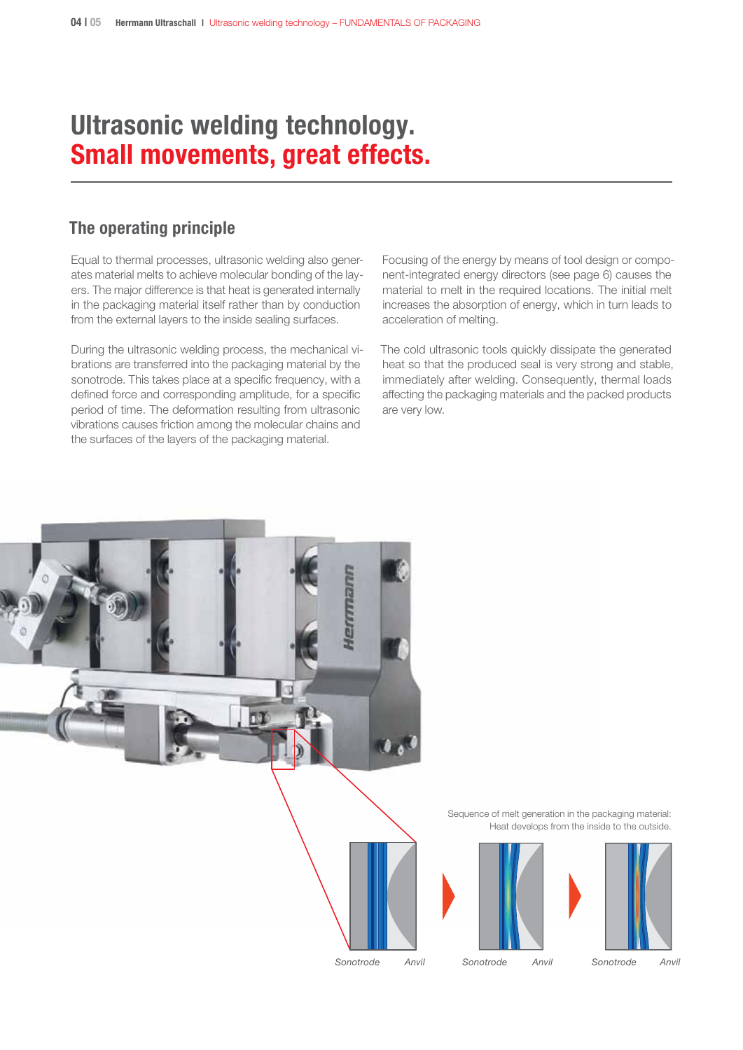# Ultrasonic welding technology.
# Small movements, great effects.

## The operating principle

Equal to thermal processes, ultrasonic welding also generates material melts to achieve molecular bonding of the layers. The major difference is that heat is generated internally in the packaging material itself rather than by conduction from the external layers to the inside sealing surfaces.

During the ultrasonic welding process, the mechanical vibrations are transferred into the packaging material by the sonotrode. This takes place at a specific frequency, with a defined force and corresponding amplitude, for a specific period of time. The deformation resulting from ultrasonic vibrations causes friction among the molecular chains and the surfaces of the layers of the packaging material.

Focusing of the energy by means of tool design or component-integrated energy directors (see page 6) causes the material to melt in the required locations. The initial melt increases the absorption of energy, which in turn leads to acceleration of melting.

The cold ultrasonic tools quickly dissipate the generated heat so that the produced seal is very strong and stable, immediately after welding. Consequently, thermal loads affecting the packaging materials and the packed products are very low.

Sequence of melt generation in the packaging material: Heat develops from the inside to the outside.

Sonotrode Anvil

Sonotrode Anvil

Sonotrode Anvil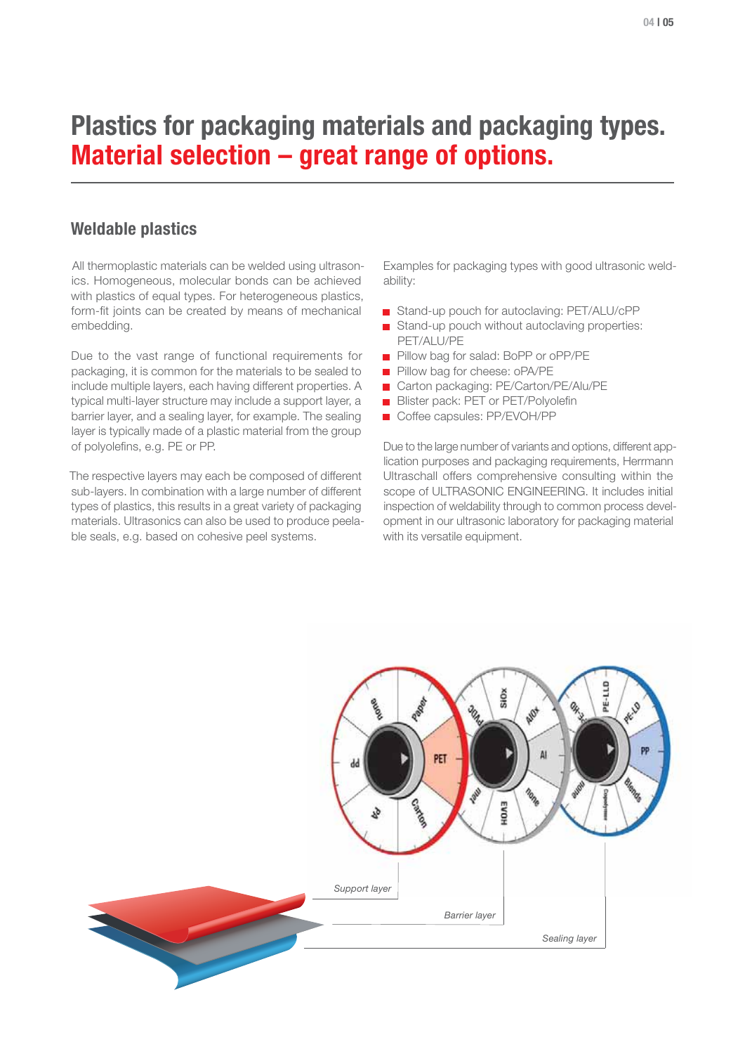# Plastics for packaging materials and packaging types.
# Material selection – great range of options.

## Weldable plastics

All thermoplastic materials can be welded using ultrasonics. Homogeneous, molecular bonds can be achieved with plastics of equal types. For heterogeneous plastics, form-fit joints can be created by means of mechanical embedding.

Due to the vast range of functional requirements for packaging, it is common for the materials to be sealed to include multiple layers, each having different properties. A typical multi-layer structure may include a support layer, a barrier layer, and a sealing layer, for example. The sealing layer is typically made of a plastic material from the group of polyolefins, e.g. PE or PP.

The respective layers may each be composed of different sub-layers. In combination with a large number of different types of plastics, this results in a great variety of packaging materials. Ultrasonics can also be used to produce peelable seals, e.g. based on cohesive peel systems.

Examples for packaging types with good ultrasonic weldability:

- Stand-up pouch for autoclaving: PET/ALU/cPP
- Stand-up pouch without autoclaving properties: PET/ALU/PE
- Pillow bag for salad: BoPP or oPP/PE
- Pillow bag for cheese: oPA/PE
- Carton packaging: PE/Carton/PE/Alu/PE
- Blister pack: PET or PET/Polyolefin
- Coffee capsules: PP/EVOH/PP

Due to the large number of variants and options, different application purposes and packaging requirements, Herrmann Ultraschall offers comprehensive consulting within the scope of ULTRASONIC ENGINEERING. It includes initial inspection of weldability through to common process development in our ultrasonic laboratory for packaging material with its versatile equipment.

none
Paper
PET
Carton
PA
PP

SiOx
AlOx
Al
none
EVOH
met
PVDC

PE-LLD
PE-LD
PP
Blends
Copolymer
none
PE-HD

Support layer

Barrier layer

Sealing layer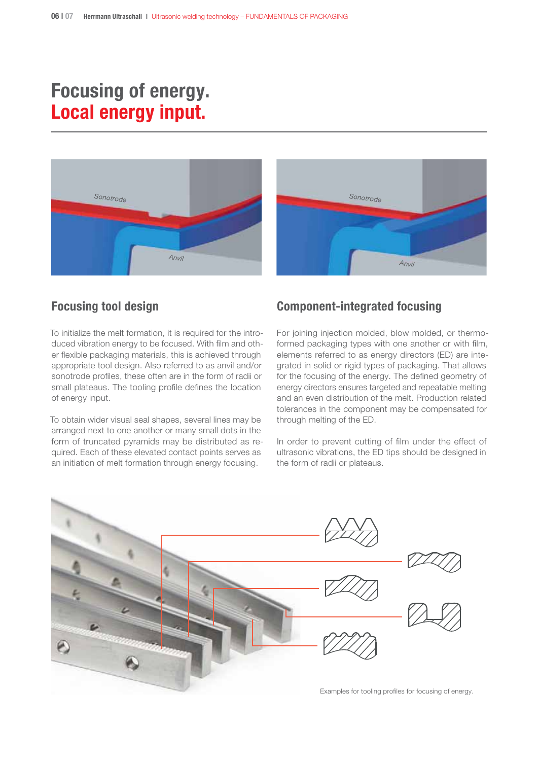# Focusing of energy.
# Local energy input.

Sonotrode

Anvil

Sonotrode

Anvil

## Focusing tool design

To initialize the melt formation, it is required for the introduced vibration energy to be focused. With film and other flexible packaging materials, this is achieved through appropriate tool design. Also referred to as anvil and/or sonotrode profiles, these often are in the form of radii or small plateaus. The tooling profile defines the location of energy input.

To obtain wider visual seal shapes, several lines may be arranged next to one another or many small dots in the form of truncated pyramids may be distributed as required. Each of these elevated contact points serves as an initiation of melt formation through energy focusing.

## Component-integrated focusing

For joining injection molded, blow molded, or thermoformed packaging types with one another or with film, elements referred to as energy directors (ED) are integrated in solid or rigid types of packaging. That allows for the focusing of the energy. The defined geometry of energy directors ensures targeted and repeatable melting and an even distribution of the melt. Production related tolerances in the component may be compensated for through melting of the ED.

In order to prevent cutting of film under the effect of ultrasonic vibrations, the ED tips should be designed in the form of radii or plateaus.

Examples for tooling profiles for focusing of energy.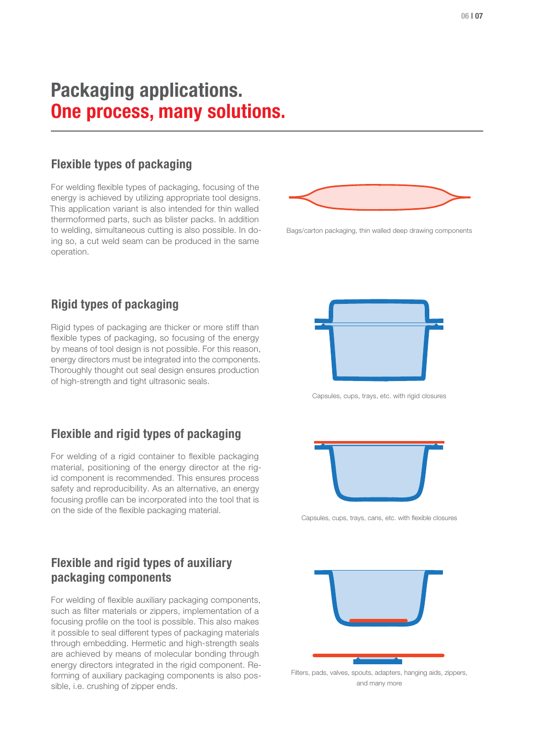# Packaging applications.
# One process, many solutions.

## Flexible types of packaging

For welding flexible types of packaging, focusing of the energy is achieved by utilizing appropriate tool designs. This application variant is also intended for thin walled thermoformed parts, such as blister packs. In addition to welding, simultaneous cutting is also possible. In doing so, a cut weld seam can be produced in the same operation.

Bags/carton packaging, thin walled deep drawing components

## Rigid types of packaging

Rigid types of packaging are thicker or more stiff than flexible types of packaging, so focusing of the energy by means of tool design is not possible. For this reason, energy directors must be integrated into the components. Thoroughly thought out seal design ensures production of high-strength and tight ultrasonic seals.

Capsules, cups, trays, etc. with rigid closures

## Flexible and rigid types of packaging

For welding of a rigid container to flexible packaging material, positioning of the energy director at the rigid component is recommended. This ensures process safety and reproducibility. As an alternative, an energy focusing profile can be incorporated into the tool that is on the side of the flexible packaging material.

Capsules, cups, trays, cans, etc. with flexible closures

## Flexible and rigid types of auxiliary packaging components

For welding of flexible auxiliary packaging components, such as filter materials or zippers, implementation of a focusing profile on the tool is possible. This also makes it possible to seal different types of packaging materials through embedding. Hermetic and high-strength seals are achieved by means of molecular bonding through energy directors integrated in the rigid component. Reforming of auxiliary packaging components is also possible, i.e. crushing of zipper ends.

Filters, pads, valves, spouts, adapters, hanging aids, zippers, and many more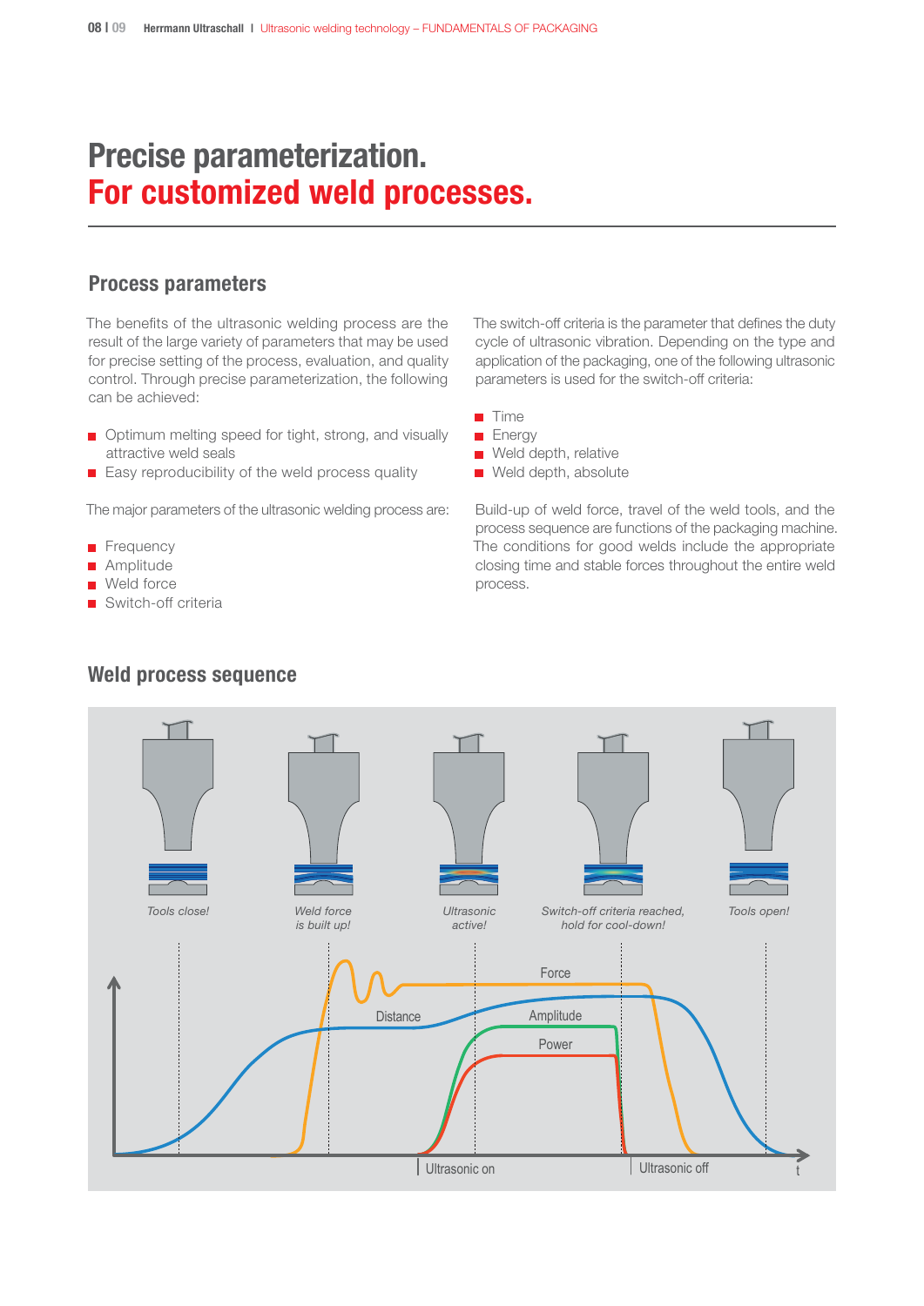# Precise parameterization.
# For customized weld processes.

## Process parameters

The benefits of the ultrasonic welding process are the result of the large variety of parameters that may be used for precise setting of the process, evaluation, and quality control. Through precise parameterization, the following can be achieved:

- Optimum melting speed for tight, strong, and visually attractive weld seals
- Easy reproducibility of the weld process quality

The major parameters of the ultrasonic welding process are:

- Frequency
- Amplitude
- Weld force
- Switch-off criteria

The switch-off criteria is the parameter that defines the duty cycle of ultrasonic vibration. Depending on the type and application of the packaging, one of the following ultrasonic parameters is used for the switch-off criteria:

- Time
- Energy
- Weld depth, relative
- Weld depth, absolute

Build-up of weld force, travel of the weld tools, and the process sequence are functions of the packaging machine. The conditions for good welds include the appropriate closing time and stable forces throughout the entire weld process.

## Weld process sequence

*Tools close!*

*Weld force is built up!*

*Ultrasonic active!*

*Switch-off criteria reached, hold for cool-down!*

*Tools open!*

Force

Distance

Amplitude

Power

Ultrasonic on

Ultrasonic off

t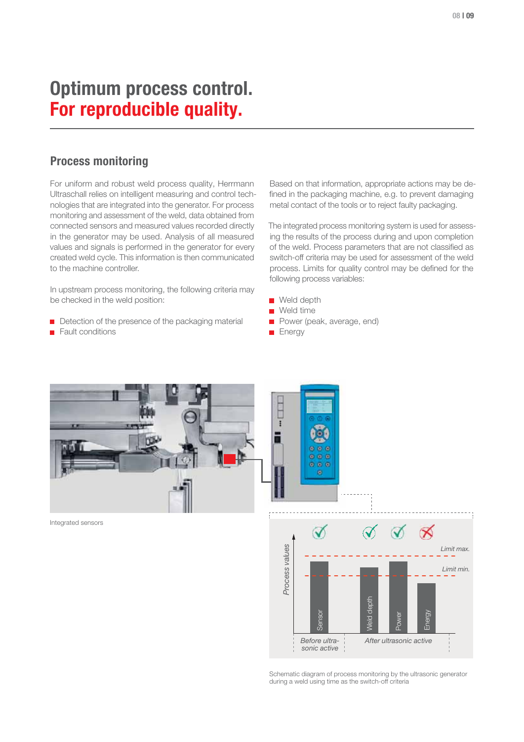# Optimum process control.
# For reproducible quality.

## Process monitoring

For uniform and robust weld process quality, Herrmann Ultraschall relies on intelligent measuring and control technologies that are integrated into the generator. For process monitoring and assessment of the weld, data obtained from connected sensors and measured values recorded directly in the generator may be used. Analysis of all measured values and signals is performed in the generator for every created weld cycle. This information is then communicated to the machine controller.

In upstream process monitoring, the following criteria may be checked in the weld position:

- Detection of the presence of the packaging material
- Fault conditions

Based on that information, appropriate actions may be defined in the packaging machine, e.g. to prevent damaging metal contact of the tools or to reject faulty packaging.

The integrated process monitoring system is used for assessing the results of the process during and upon completion of the weld. Process parameters that are not classified as switch-off criteria may be used for assessment of the weld process. Limits for quality control may be defined for the following process variables:

- Weld depth
- Weld time
- Power (peak, average, end)
- Energy

Integrated sensors

Process values

Limit max.

Limit min.

Sensor

Weld depth

Power

Energy

Before ultrasonic active

After ultrasonic active

Schematic diagram of process monitoring by the ultrasonic generator during a weld using time as the switch-off criteria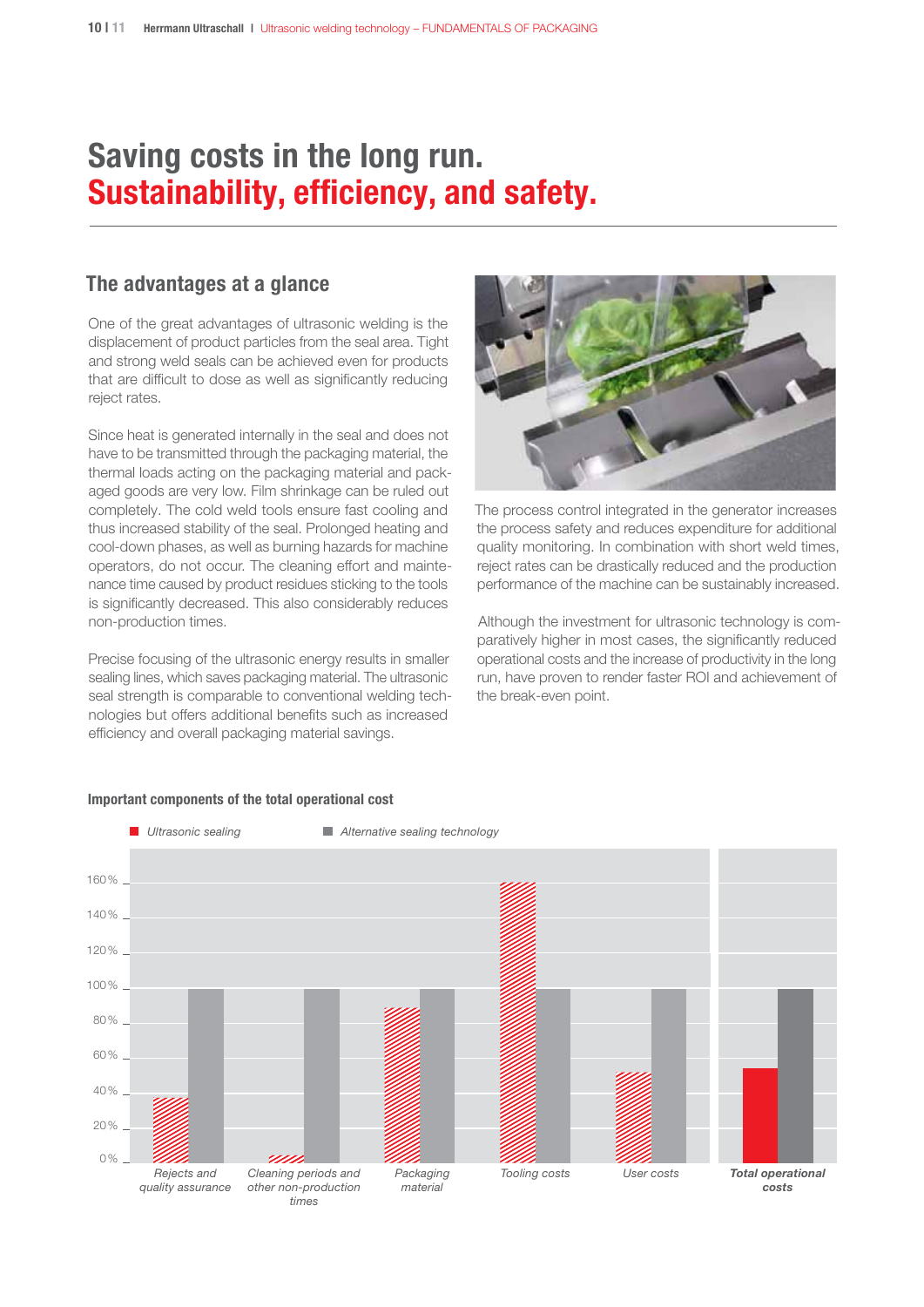# Saving costs in the long run.
# Sustainability, efficiency, and safety.

## The advantages at a glance

One of the great advantages of ultrasonic welding is the displacement of product particles from the seal area. Tight and strong weld seals can be achieved even for products that are difficult to dose as well as significantly reducing reject rates.

Since heat is generated internally in the seal and does not have to be transmitted through the packaging material, the thermal loads acting on the packaging material and packaged goods are very low. Film shrinkage can be ruled out completely. The cold weld tools ensure fast cooling and thus increased stability of the seal. Prolonged heating and cool-down phases, as well as burning hazards for machine operators, do not occur. The cleaning effort and maintenance time caused by product residues sticking to the tools is significantly decreased. This also considerably reduces non-production times.

Precise focusing of the ultrasonic energy results in smaller sealing lines, which saves packaging material. The ultrasonic seal strength is comparable to conventional welding technologies but offers additional benefits such as increased efficiency and overall packaging material savings.

The process control integrated in the generator increases the process safety and reduces expenditure for additional quality monitoring. In combination with short weld times, reject rates can be drastically reduced and the production performance of the machine can be sustainably increased.

Although the investment for ultrasonic technology is comparatively higher in most cases, the significantly reduced operational costs and the increase of productivity in the long run, have proven to render faster ROI and achievement of the break-even point.

**Important components of the total operational cost**

*Ultrasonic sealing*
*Alternative sealing technology*

160 %
140 %
120 %
100 %
80 %
60 %
40 %
20 %
0 %

*Rejects and quality assurance*
*Cleaning periods and other non-production times*
*Packaging material*
*Tooling costs*
*User costs*
***Total operational costs***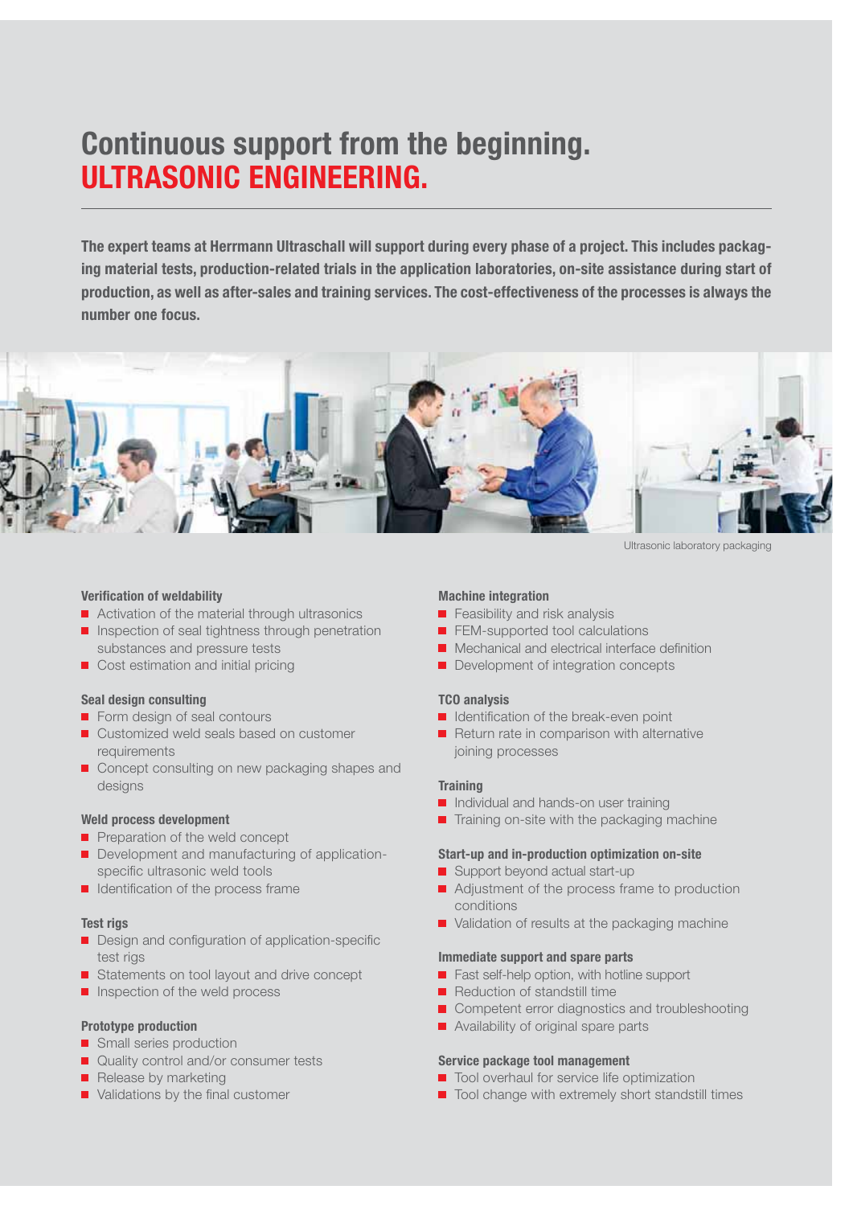# Continuous support from the beginning. ULTRASONIC ENGINEERING.

**The expert teams at Herrmann Ultraschall will support during every phase of a project. This includes packaging material tests, production-related trials in the application laboratories, on-site assistance during start of production, as well as after-sales and training services. The cost-effectiveness of the processes is always the number one focus.**

Ultrasonic laboratory packaging

**Verification of weldability**

- Activation of the material through ultrasonics
- Inspection of seal tightness through penetration substances and pressure tests
- Cost estimation and initial pricing

**Seal design consulting**

- Form design of seal contours
- Customized weld seals based on customer requirements
- Concept consulting on new packaging shapes and designs

**Weld process development**

- Preparation of the weld concept
- Development and manufacturing of application-specific ultrasonic weld tools
- Identification of the process frame

**Test rigs**

- Design and configuration of application-specific test rigs
- Statements on tool layout and drive concept
- Inspection of the weld process

**Prototype production**

- Small series production
- Quality control and/or consumer tests
- Release by marketing
- Validations by the final customer

**Machine integration**

- Feasibility and risk analysis
- FEM-supported tool calculations
- Mechanical and electrical interface definition
- Development of integration concepts

**TCO analysis**

- Identification of the break-even point
- Return rate in comparison with alternative joining processes

**Training**

- Individual and hands-on user training
- Training on-site with the packaging machine

**Start-up and in-production optimization on-site**

- Support beyond actual start-up
- Adjustment of the process frame to production conditions
- Validation of results at the packaging machine

**Immediate support and spare parts**

- Fast self-help option, with hotline support
- Reduction of standstill time
- Competent error diagnostics and troubleshooting
- Availability of original spare parts

**Service package tool management**

- Tool overhaul for service life optimization
- Tool change with extremely short standstill times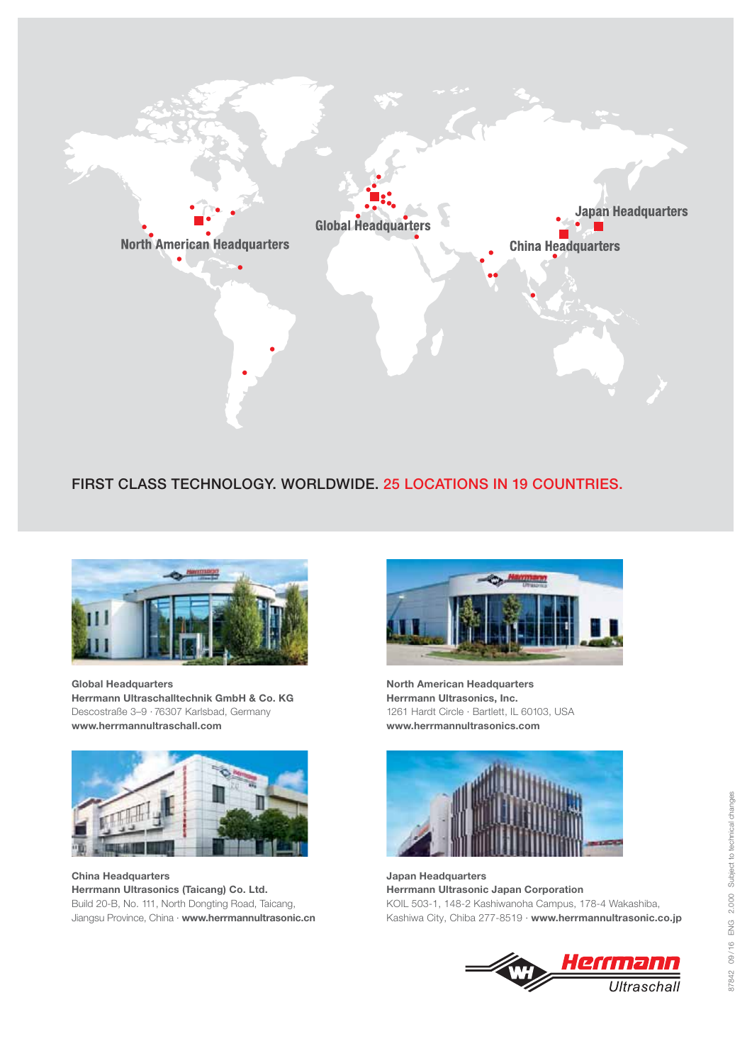North American Headquarters

Global Headquarters

Japan Headquarters

China Headquarters

FIRST CLASS TECHNOLOGY. WORLDWIDE. 25 LOCATIONS IN 19 COUNTRIES.

**Global Headquarters**
**Herrmann Ultraschalltechnik GmbH & Co. KG**
Descostraße 3–9 · 76307 Karlsbad, Germany
**www.herrmannultraschall.com**

**North American Headquarters**
**Herrmann Ultrasonics, Inc.**
1261 Hardt Circle · Bartlett, IL 60103, USA
**www.herrmannultrasonics.com**

**China Headquarters**
**Herrmann Ultrasonics (Taicang) Co. Ltd.**
Build 20-B, No. 111, North Dongting Road, Taicang,
Jiangsu Province, China · **www.herrmannultrasonic.cn**

**Japan Headquarters**
**Herrmann Ultrasonic Japan Corporation**
KOIL 503-1, 148-2 Kashiwanoha Campus, 178-4 Wakashiba,
Kashiwa City, Chiba 277-8519 · **www.herrmannultrasonic.co.jp**

Herrmann Ultraschall

87842 09/16 ENG 2.000 Subject to technical changes